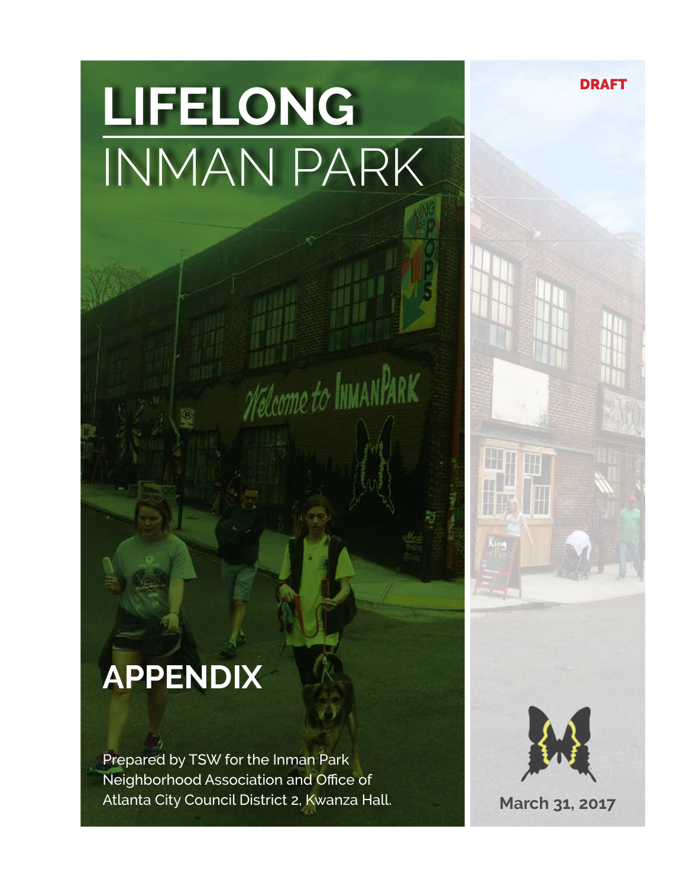DRAFT

# LIFELONG INMAN PARK

## APPENDIX

Prepared by TSW for the Inman Park Neighborhood Association and Office of Atlanta City Council District 2, Kwanza Hall.

March 31, 2017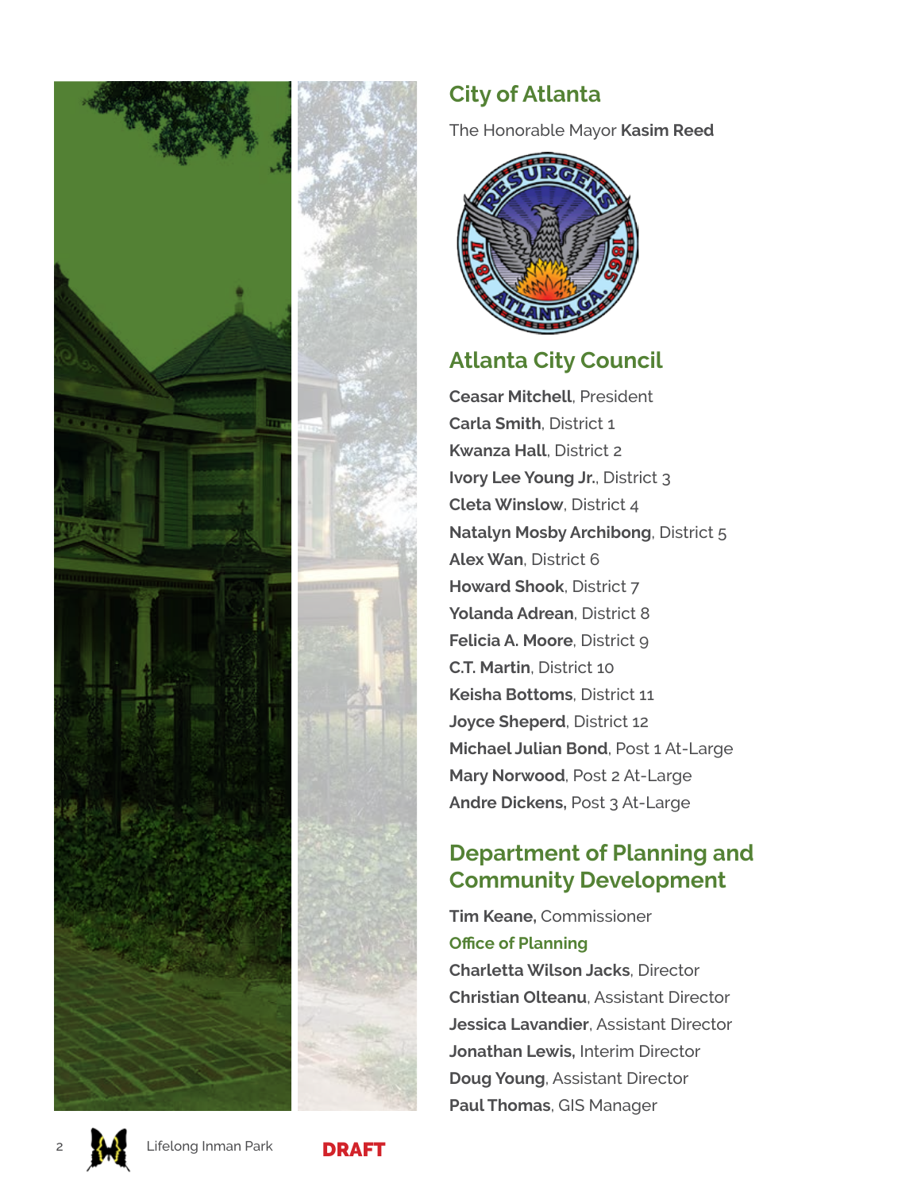## City of Atlanta

The Honorable Mayor **Kasim Reed**

## Atlanta City Council

**Ceasar Mitchell**, President
**Carla Smith**, District 1
**Kwanza Hall**, District 2
**Ivory Lee Young Jr.**, District 3
**Cleta Winslow**, District 4
**Natalyn Mosby Archibong**, District 5
**Alex Wan**, District 6
**Howard Shook**, District 7
**Yolanda Adrean**, District 8
**Felicia A. Moore**, District 9
**C.T. Martin**, District 10
**Keisha Bottoms**, District 11
**Joyce Sheperd**, District 12
**Michael Julian Bond**, Post 1 At-Large
**Mary Norwood**, Post 2 At-Large
**Andre Dickens,** Post 3 At-Large

## Department of Planning and Community Development

**Tim Keane,** Commissioner

### Office of Planning

**Charletta Wilson Jacks**, Director
**Christian Olteanu**, Assistant Director
**Jessica Lavandier**, Assistant Director
**Jonathan Lewis,** Interim Director
**Doug Young**, Assistant Director
**Paul Thomas**, GIS Manager

DRAFT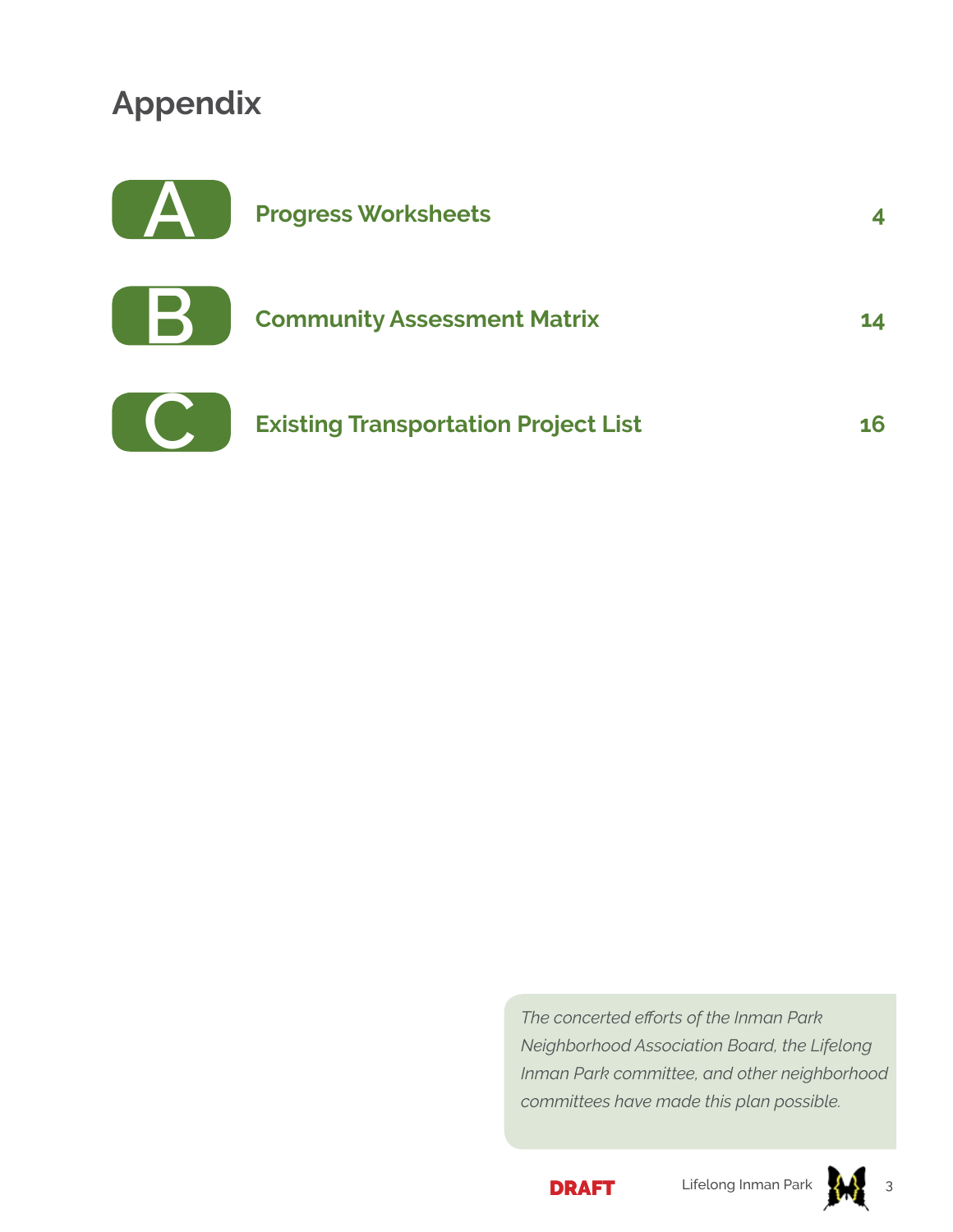# Appendix

| | | |
|---|---|---|
| **A** | **Progress Worksheets** | **4** |
| **B** | **Community Assessment Matrix** | **14** |
| **C** | **Existing Transportation Project List** | **16** |

*The concerted efforts of the Inman Park Neighborhood Association Board, the Lifelong Inman Park committee, and other neighborhood committees have made this plan possible.*

**DRAFT**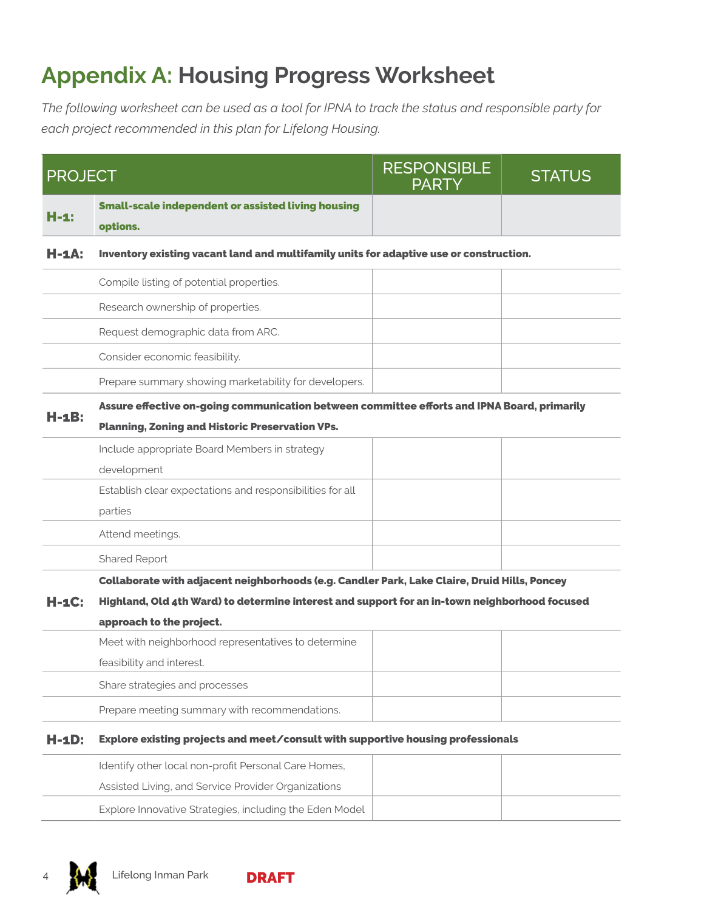# Appendix A: Housing Progress Worksheet

*The following worksheet can be used as a tool for IPNA to track the status and responsible party for each project recommended in this plan for Lifelong Housing.*

| PROJECT | | RESPONSIBLE PARTY | STATUS |
|---|---|---|---|
| **H-1:** | **Small-scale independent or assisted living housing options.** | | |
| **H-1A:** | **Inventory existing vacant land and multifamily units for adaptive use or construction.** | | |
| | Compile listing of potential properties. | | |
| | Research ownership of properties. | | |
| | Request demographic data from ARC. | | |
| | Consider economic feasibility. | | |
| | Prepare summary showing marketability for developers. | | |
| **H-1B:** | **Assure effective on-going communication between committee efforts and IPNA Board, primarily Planning, Zoning and Historic Preservation VPs.** | | |
| | Include appropriate Board Members in strategy development | | |
| | Establish clear expectations and responsibilities for all parties | | |
| | Attend meetings. | | |
| | Shared Report | | |
| **H-1C:** | **Collaborate with adjacent neighborhoods (e.g. Candler Park, Lake Claire, Druid Hills, Poncey Highland, Old 4th Ward) to determine interest and support for an in-town neighborhood focused approach to the project.** | | |
| | Meet with neighborhood representatives to determine feasibility and interest. | | |
| | Share strategies and processes | | |
| | Prepare meeting summary with recommendations. | | |
| **H-1D:** | **Explore existing projects and meet/consult with supportive housing professionals** | | |
| | Identify other local non-profit Personal Care Homes, Assisted Living, and Service Provider Organizations | | |
| | Explore Innovative Strategies, including the Eden Model | | |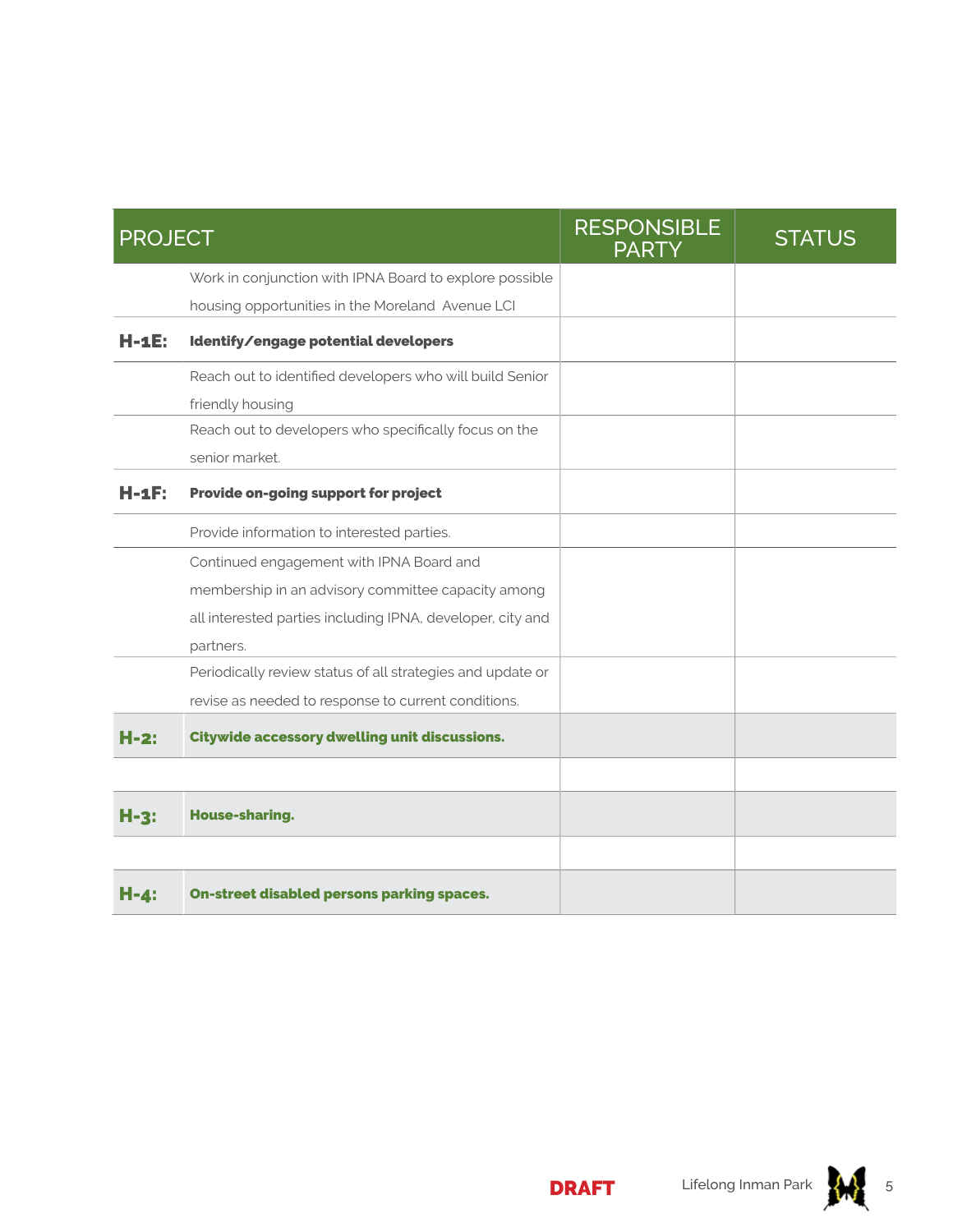| PROJECT | | RESPONSIBLE PARTY | STATUS |
|---|---|---|---|
| | Work in conjunction with IPNA Board to explore possible housing opportunities in the Moreland Avenue LCI | | |
| **H-1E:** | **Identify/engage potential developers** | | |
| | Reach out to identified developers who will build Senior friendly housing | | |
| | Reach out to developers who specifically focus on the senior market. | | |
| **H-1F:** | **Provide on-going support for project** | | |
| | Provide information to interested parties. | | |
| | Continued engagement with IPNA Board and membership in an advisory committee capacity among all interested parties including IPNA, developer, city and partners. | | |
| | Periodically review status of all strategies and update or revise as needed to response to current conditions. | | |
| **H-2:** | **Citywide accessory dwelling unit discussions.** | | |
| | | | |
| **H-3:** | **House-sharing.** | | |
| | | | |
| **H-4:** | **On-street disabled persons parking spaces.** | | |

DRAFT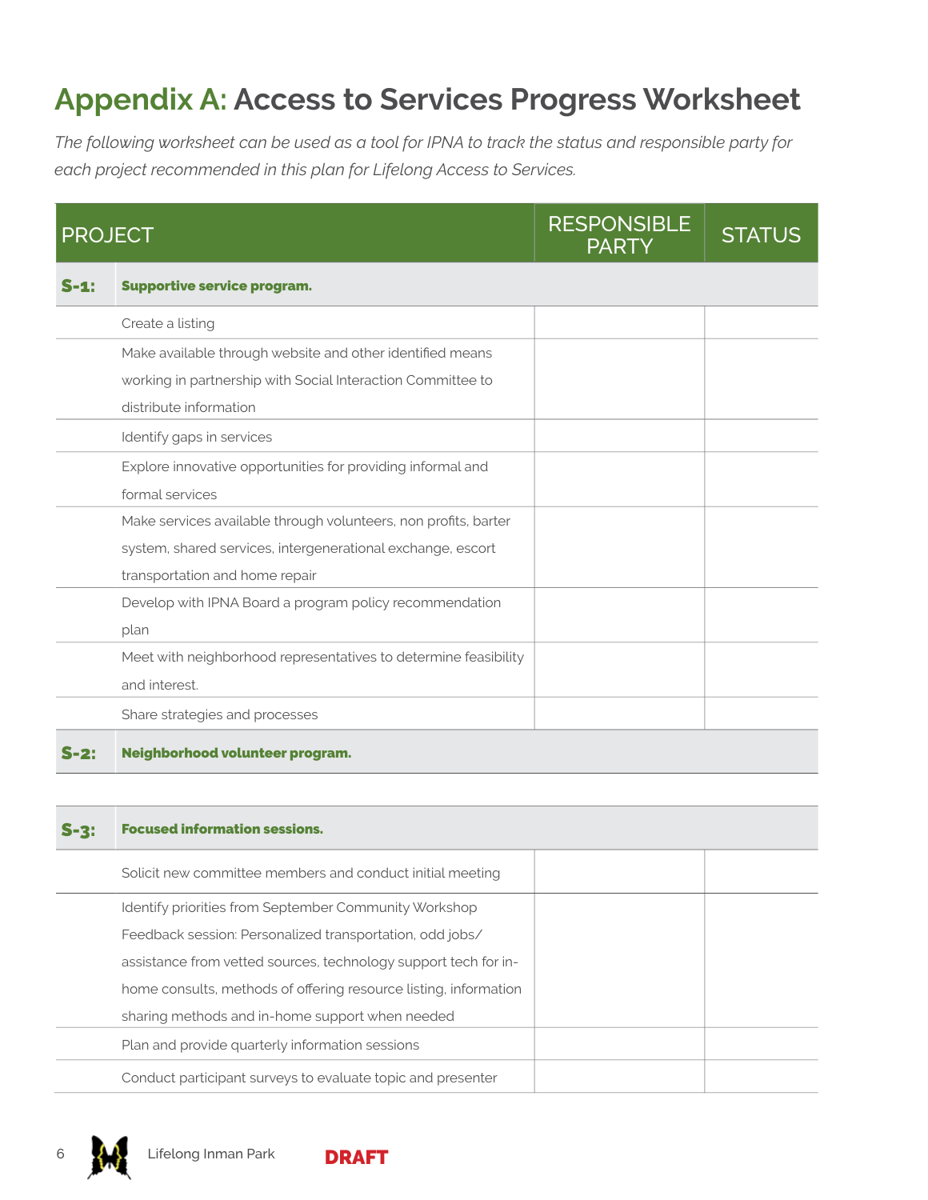# Appendix A: Access to Services Progress Worksheet

*The following worksheet can be used as a tool for IPNA to track the status and responsible party for each project recommended in this plan for Lifelong Access to Services.*

| PROJECT | | RESPONSIBLE PARTY | STATUS |
|---|---|---|---|
| **S-1:** | **Supportive service program.** | | |
| | Create a listing | | |
| | Make available through website and other identified means working in partnership with Social Interaction Committee to distribute information | | |
| | Identify gaps in services | | |
| | Explore innovative opportunities for providing informal and formal services | | |
| | Make services available through volunteers, non profits, barter system, shared services, intergenerational exchange, escort transportation and home repair | | |
| | Develop with IPNA Board a program policy recommendation plan | | |
| | Meet with neighborhood representatives to determine feasibility and interest. | | |
| | Share strategies and processes | | |
| **S-2:** | **Neighborhood volunteer program.** | | |
| **S-3:** | **Focused information sessions.** | | |
| | Solicit new committee members and conduct initial meeting | | |
| | Identify priorities from September Community Workshop Feedback session: Personalized transportation, odd jobs/ assistance from vetted sources, technology support tech for in-home consults, methods of offering resource listing, information sharing methods and in-home support when needed | | |
| | Plan and provide quarterly information sessions | | |
| | Conduct participant surveys to evaluate topic and presenter | | |

DRAFT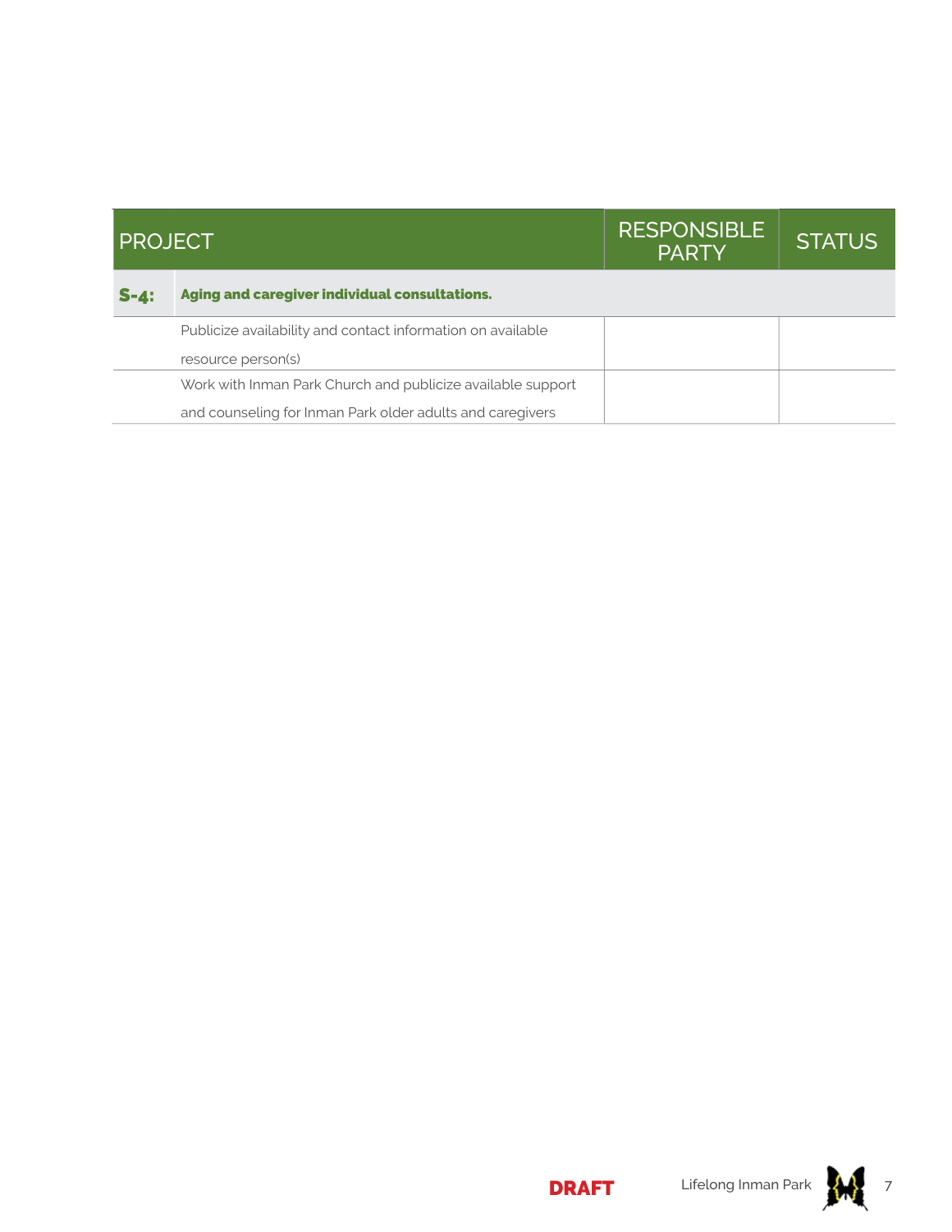| PROJECT | | RESPONSIBLE PARTY | STATUS |
|---|---|---|---|
| **S-4:** | **Aging and caregiver individual consultations.** | | |
| | Publicize availability and contact information on available resource person(s) | | |
| | Work with Inman Park Church and publicize available support and counseling for Inman Park older adults and caregivers | | |

**DRAFT**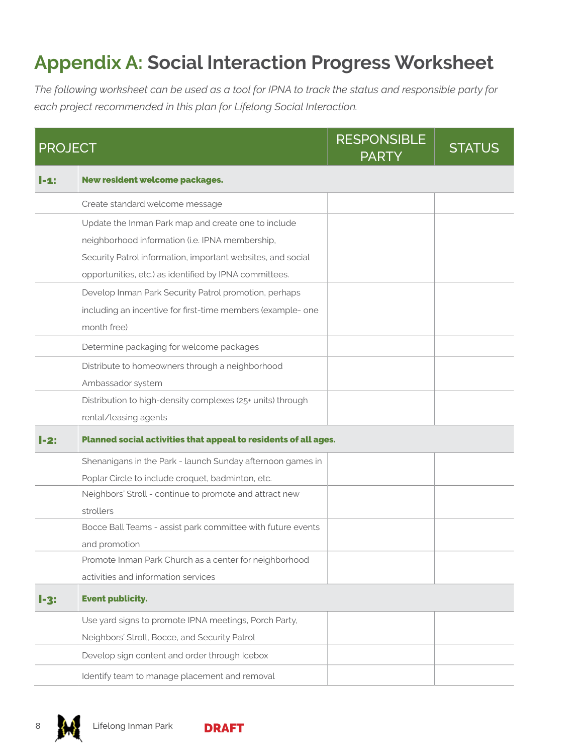# Appendix A: Social Interaction Progress Worksheet

*The following worksheet can be used as a tool for IPNA to track the status and responsible party for each project recommended in this plan for Lifelong Social Interaction.*

| PROJECT | | RESPONSIBLE PARTY | STATUS |
|---|---|---|---|
| **I-1:** | **New resident welcome packages.** | | |
| | Create standard welcome message | | |
| | Update the Inman Park map and create one to include neighborhood information (i.e. IPNA membership, Security Patrol information, important websites, and social opportunities, etc.) as identified by IPNA committees. | | |
| | Develop Inman Park Security Patrol promotion, perhaps including an incentive for first-time members (example- one month free) | | |
| | Determine packaging for welcome packages | | |
| | Distribute to homeowners through a neighborhood Ambassador system | | |
| | Distribution to high-density complexes (25+ units) through rental/leasing agents | | |
| **I-2:** | **Planned social activities that appeal to residents of all ages.** | | |
| | Shenanigans in the Park - launch Sunday afternoon games in Poplar Circle to include croquet, badminton, etc. | | |
| | Neighbors' Stroll - continue to promote and attract new strollers | | |
| | Bocce Ball Teams - assist park committee with future events and promotion | | |
| | Promote Inman Park Church as a center for neighborhood activities and information services | | |
| **I-3:** | **Event publicity.** | | |
| | Use yard signs to promote IPNA meetings, Porch Party, Neighbors' Stroll, Bocce, and Security Patrol | | |
| | Develop sign content and order through Icebox | | |
| | Identify team to manage placement and removal | | |

DRAFT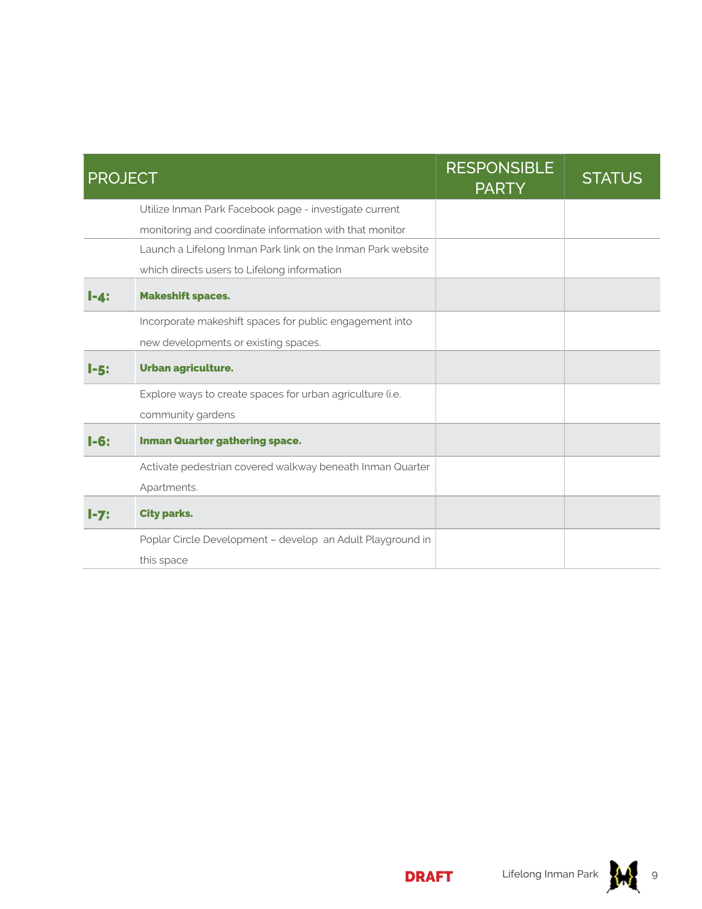| PROJECT | | RESPONSIBLE PARTY | STATUS |
|---|---|---|---|
| | Utilize Inman Park Facebook page - investigate current monitoring and coordinate information with that monitor | | |
| | Launch a Lifelong Inman Park link on the Inman Park website which directs users to Lifelong information | | |
| **I-4:** | **Makeshift spaces.** | | |
| | Incorporate makeshift spaces for public engagement into new developments or existing spaces. | | |
| **I-5:** | **Urban agriculture.** | | |
| | Explore ways to create spaces for urban agriculture (i.e. community gardens | | |
| **I-6:** | **Inman Quarter gathering space.** | | |
| | Activate pedestrian covered walkway beneath Inman Quarter Apartments. | | |
| **I-7:** | **City parks.** | | |
| | Poplar Circle Development – develop an Adult Playground in this space | | |

DRAFT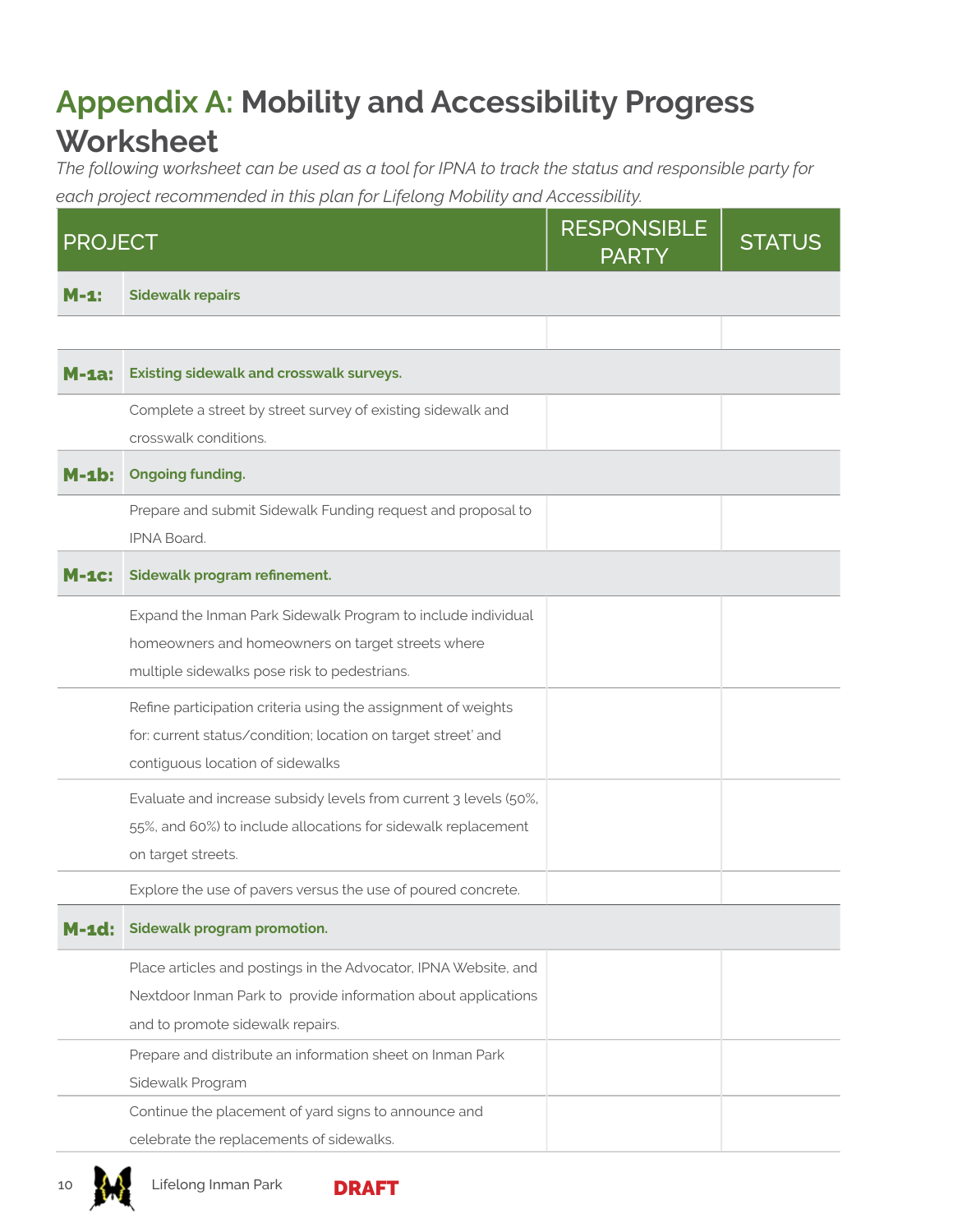# Appendix A: Mobility and Accessibility Progress Worksheet

*The following worksheet can be used as a tool for IPNA to track the status and responsible party for each project recommended in this plan for Lifelong Mobility and Accessibility.*

| PROJECT | | RESPONSIBLE PARTY | STATUS |
|---|---|---|---|
| **M-1:** | **Sidewalk repairs** | | |
| | | | |
| **M-1a:** | **Existing sidewalk and crosswalk surveys.** | | |
| | Complete a street by street survey of existing sidewalk and crosswalk conditions. | | |
| **M-1b:** | **Ongoing funding.** | | |
| | Prepare and submit Sidewalk Funding request and proposal to IPNA Board. | | |
| **M-1c:** | **Sidewalk program refinement.** | | |
| | Expand the Inman Park Sidewalk Program to include individual homeowners and homeowners on target streets where multiple sidewalks pose risk to pedestrians. | | |
| | Refine participation criteria using the assignment of weights for: current status/condition; location on target street' and contiguous location of sidewalks | | |
| | Evaluate and increase subsidy levels from current 3 levels (50%, 55%, and 60%) to include allocations for sidewalk replacement on target streets. | | |
| | Explore the use of pavers versus the use of poured concrete. | | |
| **M-1d:** | **Sidewalk program promotion.** | | |
| | Place articles and postings in the Advocator, IPNA Website, and Nextdoor Inman Park to provide information about applications and to promote sidewalk repairs. | | |
| | Prepare and distribute an information sheet on Inman Park Sidewalk Program | | |
| | Continue the placement of yard signs to announce and celebrate the replacements of sidewalks. | | |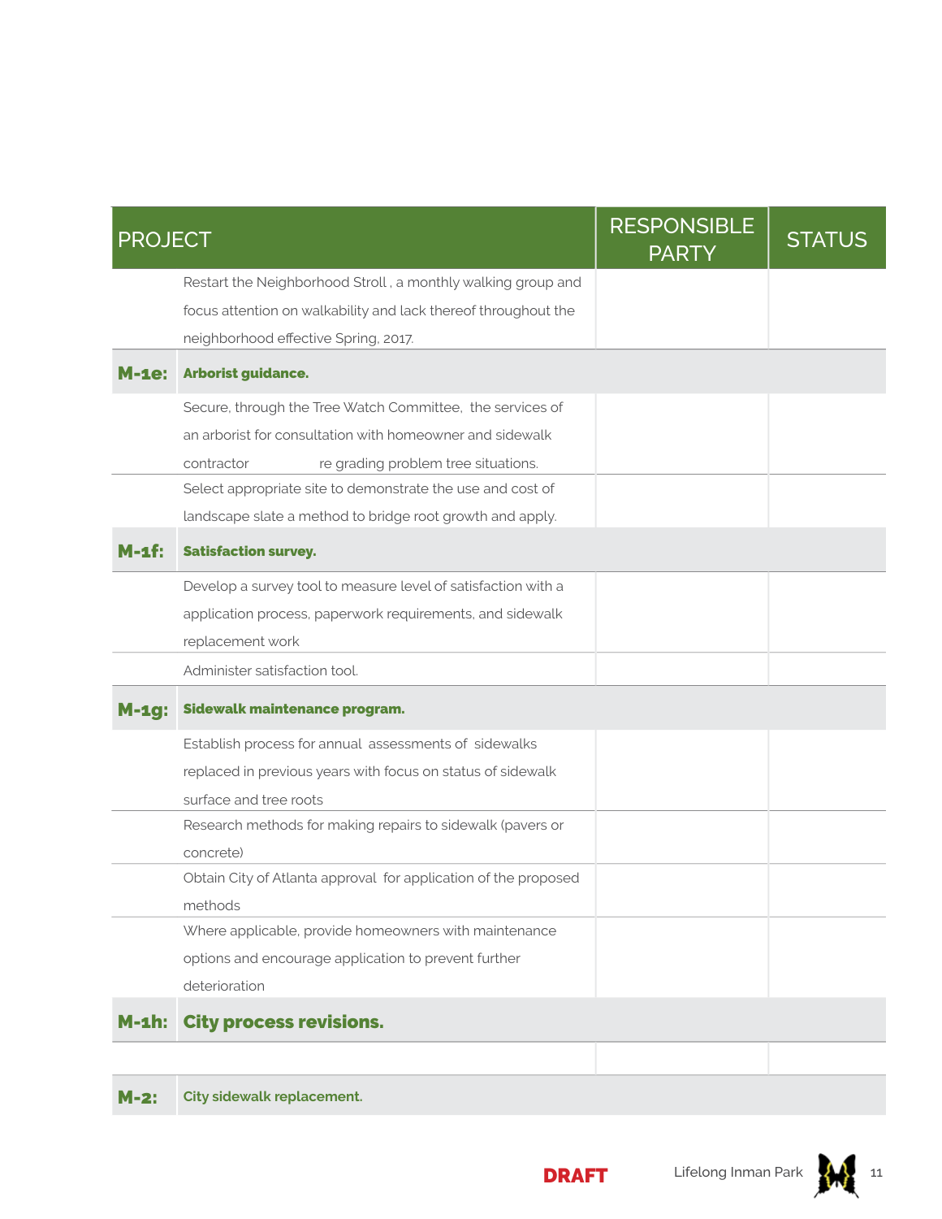| PROJECT | | RESPONSIBLE PARTY | STATUS |
|---|---|---|---|
| | Restart the Neighborhood Stroll , a monthly walking group and focus attention on walkability and lack thereof throughout the neighborhood effective Spring, 2017. | | |
| **M-1e:** | **Arborist guidance.** | | |
| | Secure, through the Tree Watch Committee, the services of an arborist for consultation with homeowner and sidewalk contractor re grading problem tree situations. | | |
| | Select appropriate site to demonstrate the use and cost of landscape slate a method to bridge root growth and apply. | | |
| **M-1f:** | **Satisfaction survey.** | | |
| | Develop a survey tool to measure level of satisfaction with a application process, paperwork requirements, and sidewalk replacement work | | |
| | Administer satisfaction tool. | | |
| **M-1g:** | **Sidewalk maintenance program.** | | |
| | Establish process for annual assessments of sidewalks replaced in previous years with focus on status of sidewalk surface and tree roots | | |
| | Research methods for making repairs to sidewalk (pavers or concrete) | | |
| | Obtain City of Atlanta approval for application of the proposed methods | | |
| | Where applicable, provide homeowners with maintenance options and encourage application to prevent further deterioration | | |
| **M-1h:** | **City process revisions.** | | |
| | | | |
| **M-2:** | **City sidewalk replacement.** | | |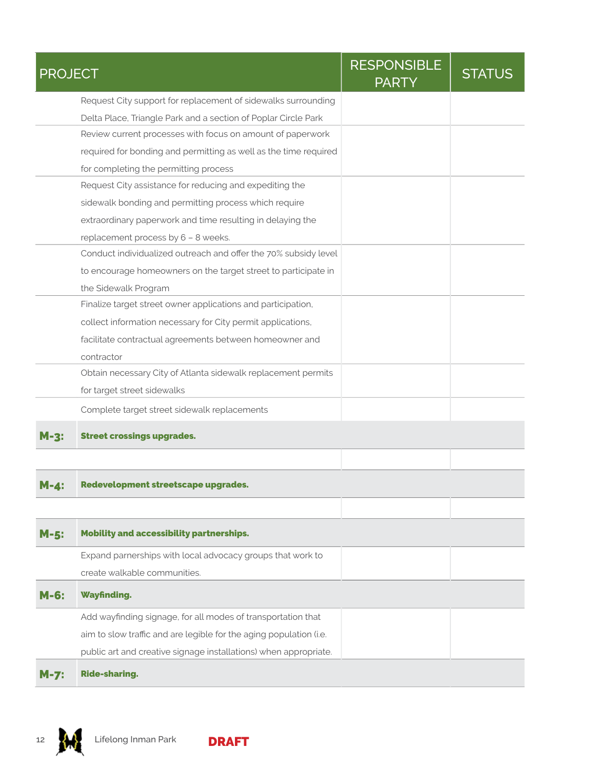| PROJECT | | RESPONSIBLE PARTY | STATUS |
|---|---|---|---|
| | Request City support for replacement of sidewalks surrounding Delta Place, Triangle Park and a section of Poplar Circle Park | | |
| | Review current processes with focus on amount of paperwork required for bonding and permitting as well as the time required for completing the permitting process | | |
| | Request City assistance for reducing and expediting the sidewalk bonding and permitting process which require extraordinary paperwork and time resulting in delaying the replacement process by 6 – 8 weeks. | | |
| | Conduct individualized outreach and offer the 70% subsidy level to encourage homeowners on the target street to participate in the Sidewalk Program | | |
| | Finalize target street owner applications and participation, collect information necessary for City permit applications, facilitate contractual agreements between homeowner and contractor | | |
| | Obtain necessary City of Atlanta sidewalk replacement permits for target street sidewalks | | |
| | Complete target street sidewalk replacements | | |
| **M-3:** | **Street crossings upgrades.** | | |
| | | | |
| **M-4:** | **Redevelopment streetscape upgrades.** | | |
| | | | |
| **M-5:** | **Mobility and accessibility partnerships.** | | |
| | Expand parnerships with local advocacy groups that work to create walkable communities. | | |
| **M-6:** | **Wayfinding.** | | |
| | Add wayfinding signage, for all modes of transportation that aim to slow traffic and are legible for the aging population (i.e. public art and creative signage installations) when appropriate. | | |
| **M-7:** | **Ride-sharing.** | | |

Lifelong Inman Park

DRAFT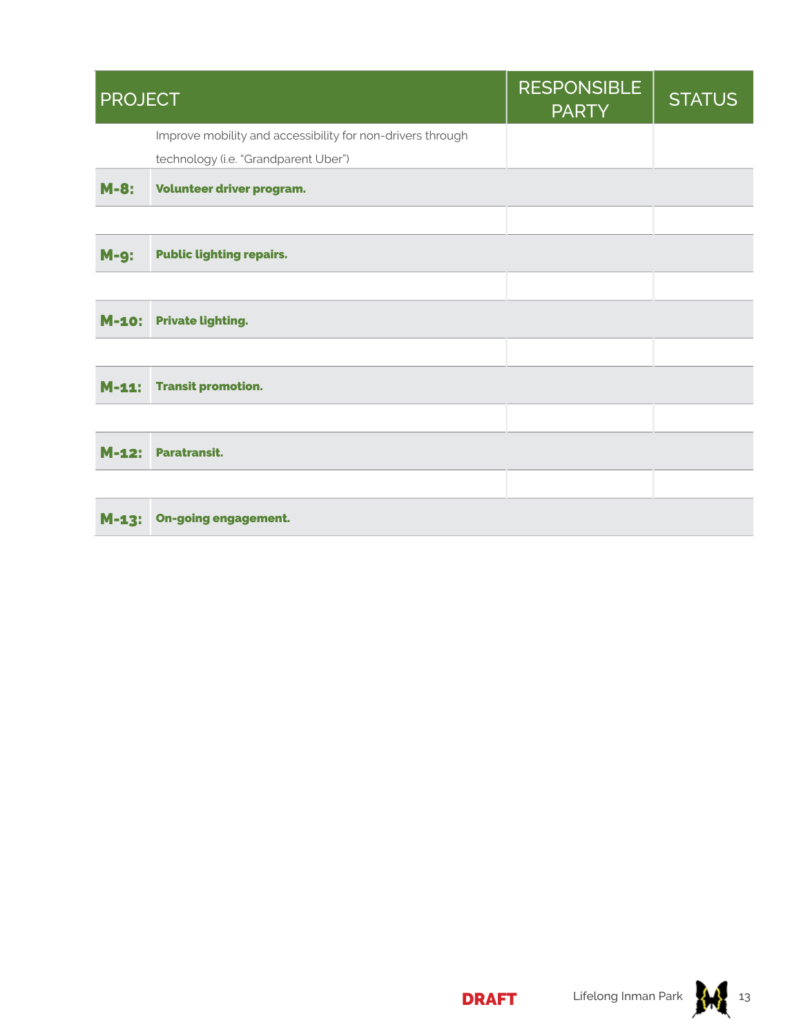| PROJECT | | RESPONSIBLE PARTY | STATUS |
|---|---|---|---|
| | Improve mobility and accessibility for non-drivers through technology (i.e. "Grandparent Uber") | | |
| **M-8:** | **Volunteer driver program.** | | |
| | | | |
| **M-9:** | **Public lighting repairs.** | | |
| | | | |
| **M-10:** | **Private lighting.** | | |
| | | | |
| **M-11:** | **Transit promotion.** | | |
| | | | |
| **M-12:** | **Paratransit.** | | |
| | | | |
| **M-13:** | **On-going engagement.** | | |

DRAFT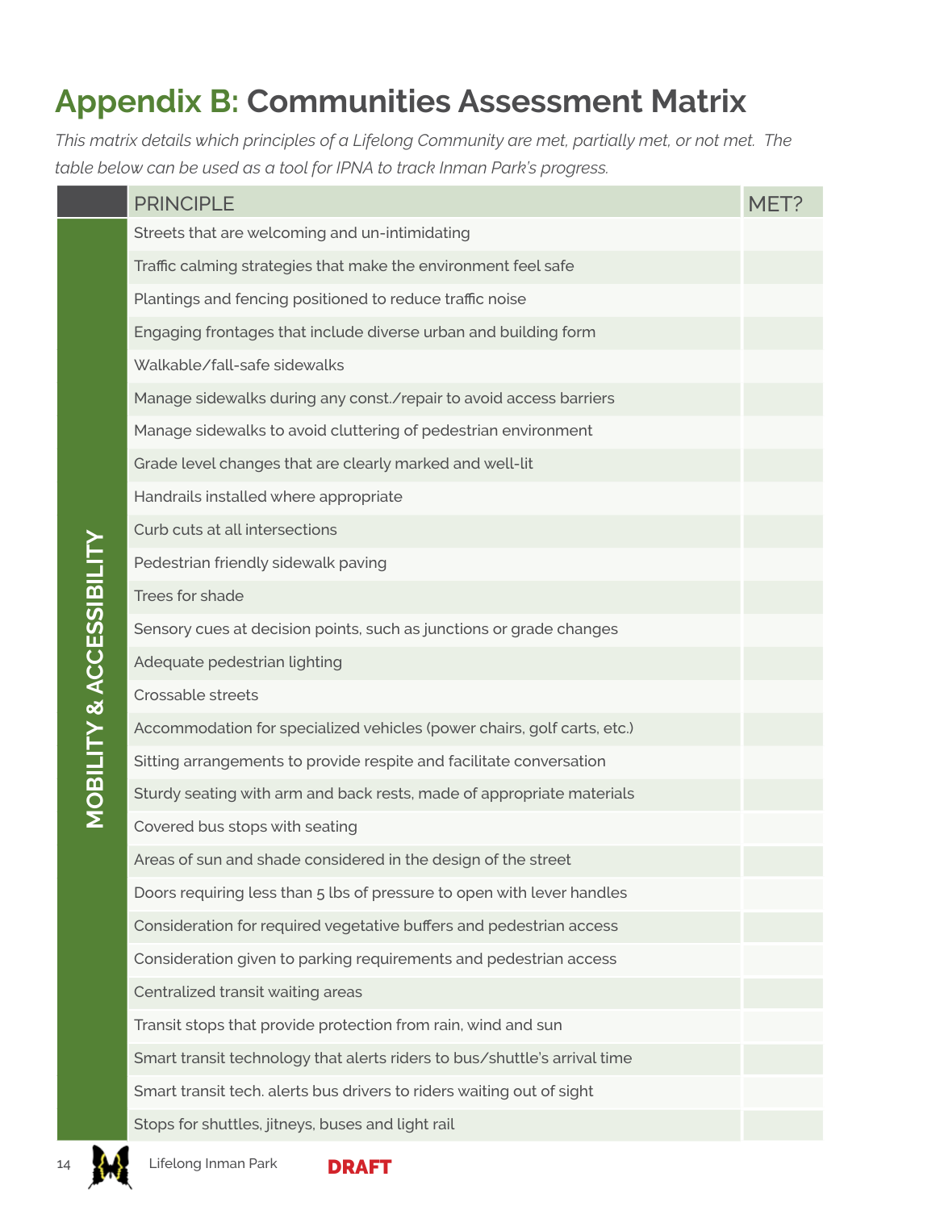# Appendix B: Communities Assessment Matrix

*This matrix details which principles of a Lifelong Community are met, partially met, or not met. The table below can be used as a tool for IPNA to track Inman Park's progress.*

| | PRINCIPLE | MET? |
|---|---|---|
| MOBILITY & ACCESSIBILITY | Streets that are welcoming and un-intimidating | |
| | Traffic calming strategies that make the environment feel safe | |
| | Plantings and fencing positioned to reduce traffic noise | |
| | Engaging frontages that include diverse urban and building form | |
| | Walkable/fall-safe sidewalks | |
| | Manage sidewalks during any const./repair to avoid access barriers | |
| | Manage sidewalks to avoid cluttering of pedestrian environment | |
| | Grade level changes that are clearly marked and well-lit | |
| | Handrails installed where appropriate | |
| | Curb cuts at all intersections | |
| | Pedestrian friendly sidewalk paving | |
| | Trees for shade | |
| | Sensory cues at decision points, such as junctions or grade changes | |
| | Adequate pedestrian lighting | |
| | Crossable streets | |
| | Accommodation for specialized vehicles (power chairs, golf carts, etc.) | |
| | Sitting arrangements to provide respite and facilitate conversation | |
| | Sturdy seating with arm and back rests, made of appropriate materials | |
| | Covered bus stops with seating | |
| | Areas of sun and shade considered in the design of the street | |
| | Doors requiring less than 5 lbs of pressure to open with lever handles | |
| | Consideration for required vegetative buffers and pedestrian access | |
| | Consideration given to parking requirements and pedestrian access | |
| | Centralized transit waiting areas | |
| | Transit stops that provide protection from rain, wind and sun | |
| | Smart transit technology that alerts riders to bus/shuttle's arrival time | |
| | Smart transit tech. alerts bus drivers to riders waiting out of sight | |
| | Stops for shuttles, jitneys, buses and light rail | |

DRAFT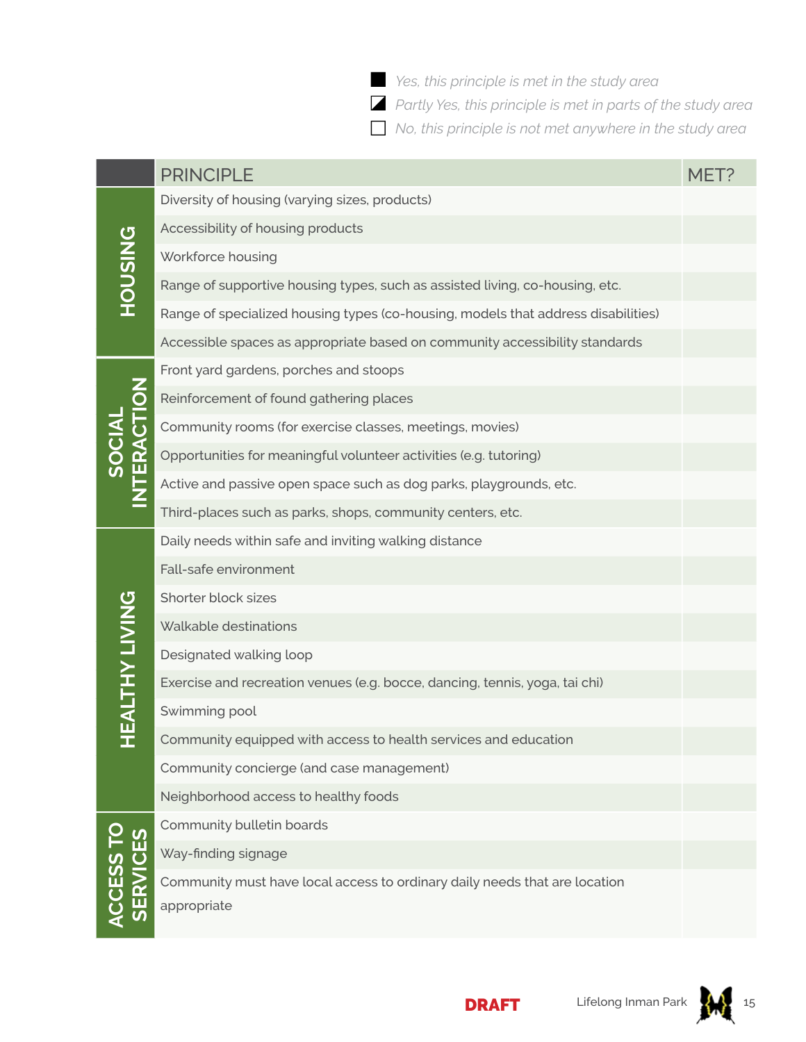■ *Yes, this principle is met in the study area*

◩ *Partly Yes, this principle is met in parts of the study area*

☐ *No, this principle is not met anywhere in the study area*

| | PRINCIPLE | MET? |
|---|---|---|
| HOUSING | Diversity of housing (varying sizes, products) | |
| | Accessibility of housing products | |
| | Workforce housing | |
| | Range of supportive housing types, such as assisted living, co-housing, etc. | |
| | Range of specialized housing types (co-housing, models that address disabilities) | |
| | Accessible spaces as appropriate based on community accessibility standards | |
| SOCIAL INTERACTION | Front yard gardens, porches and stoops | |
| | Reinforcement of found gathering places | |
| | Community rooms (for exercise classes, meetings, movies) | |
| | Opportunities for meaningful volunteer activities (e.g. tutoring) | |
| | Active and passive open space such as dog parks, playgrounds, etc. | |
| | Third-places such as parks, shops, community centers, etc. | |
| HEALTHY LIVING | Daily needs within safe and inviting walking distance | |
| | Fall-safe environment | |
| | Shorter block sizes | |
| | Walkable destinations | |
| | Designated walking loop | |
| | Exercise and recreation venues (e.g. bocce, dancing, tennis, yoga, tai chi) | |
| | Swimming pool | |
| | Community equipped with access to health services and education | |
| | Community concierge (and case management) | |
| | Neighborhood access to healthy foods | |
| ACCESS TO SERVICES | Community bulletin boards | |
| | Way-finding signage | |
| | Community must have local access to ordinary daily needs that are location appropriate | |

DRAFT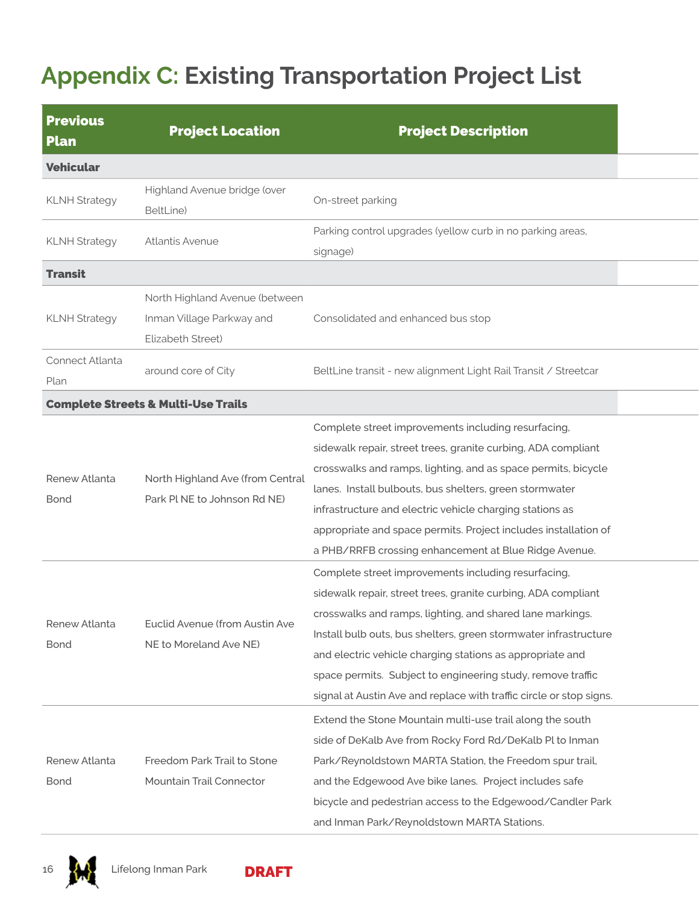# Appendix C: Existing Transportation Project List

| Previous Plan | Project Location | Project Description |
| --- | --- | --- |
| **Vehicular** | | |
| KLNH Strategy | Highland Avenue bridge (over BeltLine) | On-street parking |
| KLNH Strategy | Atlantis Avenue | Parking control upgrades (yellow curb in no parking areas, signage) |
| **Transit** | | |
| KLNH Strategy | North Highland Avenue (between Inman Village Parkway and Elizabeth Street) | Consolidated and enhanced bus stop |
| Connect Atlanta Plan | around core of City | BeltLine transit - new alignment Light Rail Transit / Streetcar |
| **Complete Streets & Multi-Use Trails** | | |
| Renew Atlanta Bond | North Highland Ave (from Central Park Pl NE to Johnson Rd NE) | Complete street improvements including resurfacing, sidewalk repair, street trees, granite curbing, ADA compliant crosswalks and ramps, lighting, and as space permits, bicycle lanes. Install bulbouts, bus shelters, green stormwater infrastructure and electric vehicle charging stations as appropriate and space permits. Project includes installation of a PHB/RRFB crossing enhancement at Blue Ridge Avenue. |
| Renew Atlanta Bond | Euclid Avenue (from Austin Ave NE to Moreland Ave NE) | Complete street improvements including resurfacing, sidewalk repair, street trees, granite curbing, ADA compliant crosswalks and ramps, lighting, and shared lane markings. Install bulb outs, bus shelters, green stormwater infrastructure and electric vehicle charging stations as appropriate and space permits. Subject to engineering study, remove traffic signal at Austin Ave and replace with traffic circle or stop signs. |
| Renew Atlanta Bond | Freedom Park Trail to Stone Mountain Trail Connector | Extend the Stone Mountain multi-use trail along the south side of DeKalb Ave from Rocky Ford Rd/DeKalb Pl to Inman Park/Reynoldstown MARTA Station, the Freedom spur trail, and the Edgewood Ave bike lanes. Project includes safe bicycle and pedestrian access to the Edgewood/Candler Park and Inman Park/Reynoldstown MARTA Stations. |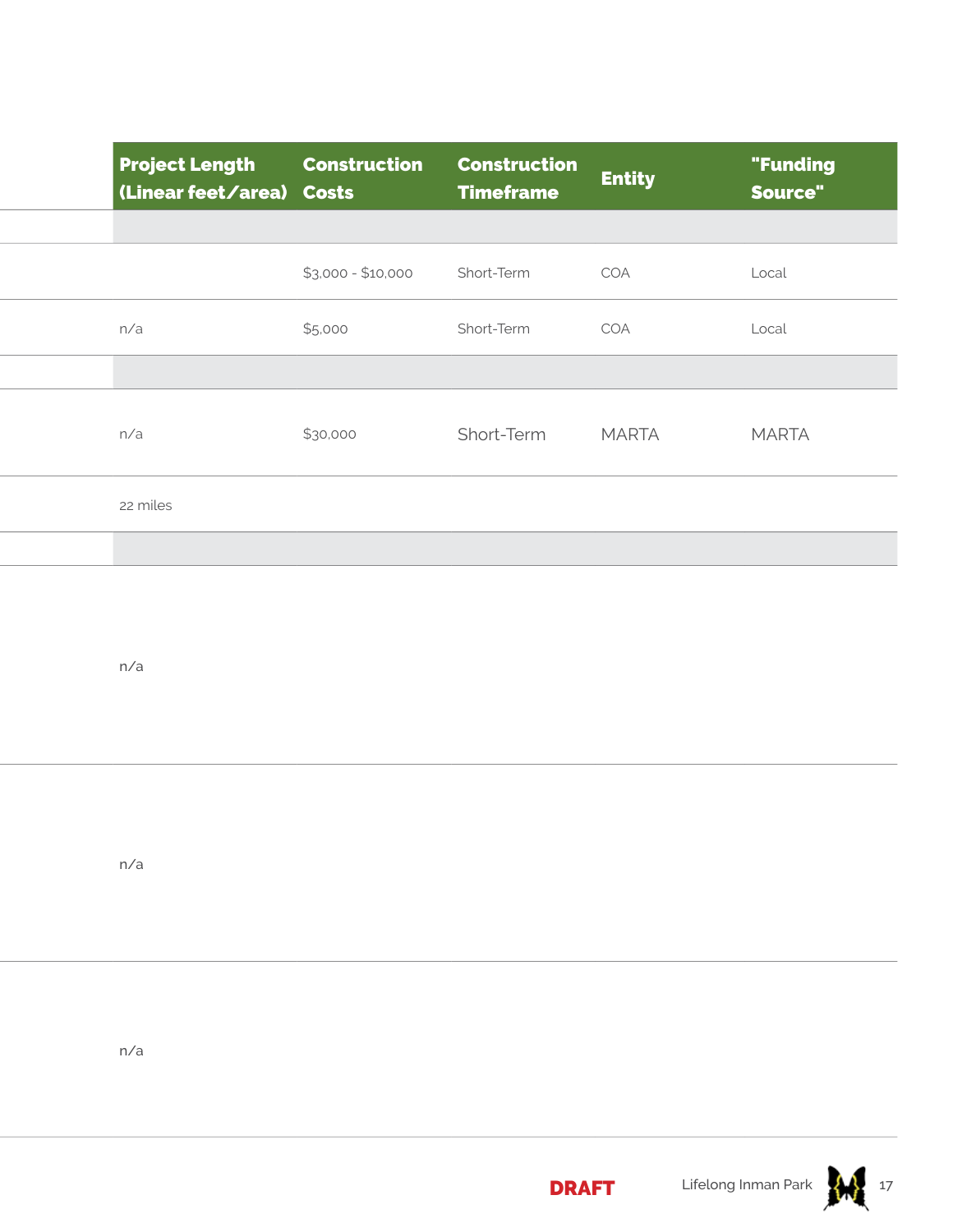| Project Length (Linear feet/area) | Construction Costs | Construction Timeframe | Entity | "Funding Source" |
|---|---|---|---|---|
| | | | | |
| | $3,000 - $10,000 | Short-Term | COA | Local |
| n/a | $5,000 | Short-Term | COA | Local |
| | | | | |
| n/a | $30,000 | Short-Term | MARTA | MARTA |
| 22 miles | | | | |
| | | | | |
| n/a | | | | |
| n/a | | | | |
| n/a | | | | |

**DRAFT**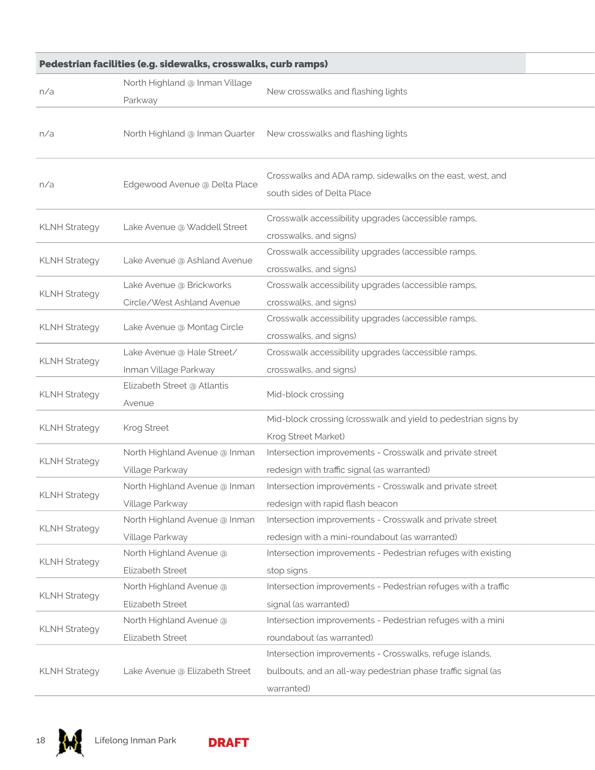| Pedestrian facilities (e.g. sidewalks, crosswalks, curb ramps) | | |
|---|---|---|
| n/a | North Highland @ Inman Village Parkway | New crosswalks and flashing lights |
| n/a | North Highland @ Inman Quarter | New crosswalks and flashing lights |
| n/a | Edgewood Avenue @ Delta Place | Crosswalks and ADA ramp, sidewalks on the east, west, and south sides of Delta Place |
| KLNH Strategy | Lake Avenue @ Waddell Street | Crosswalk accessibility upgrades (accessible ramps, crosswalks, and signs) |
| KLNH Strategy | Lake Avenue @ Ashland Avenue | Crosswalk accessibility upgrades (accessible ramps, crosswalks, and signs) |
| KLNH Strategy | Lake Avenue @ Brickworks Circle/West Ashland Avenue | Crosswalk accessibility upgrades (accessible ramps, crosswalks, and signs) |
| KLNH Strategy | Lake Avenue @ Montag Circle | Crosswalk accessibility upgrades (accessible ramps, crosswalks, and signs) |
| KLNH Strategy | Lake Avenue @ Hale Street/ Inman Village Parkway | Crosswalk accessibility upgrades (accessible ramps, crosswalks, and signs) |
| KLNH Strategy | Elizabeth Street @ Atlantis Avenue | Mid-block crossing |
| KLNH Strategy | Krog Street | Mid-block crossing (crosswalk and yield to pedestrian signs by Krog Street Market) |
| KLNH Strategy | North Highland Avenue @ Inman Village Parkway | Intersection improvements - Crosswalk and private street redesign with traffic signal (as warranted) |
| KLNH Strategy | North Highland Avenue @ Inman Village Parkway | Intersection improvements - Crosswalk and private street redesign with rapid flash beacon |
| KLNH Strategy | North Highland Avenue @ Inman Village Parkway | Intersection improvements - Crosswalk and private street redesign with a mini-roundabout (as warranted) |
| KLNH Strategy | North Highland Avenue @ Elizabeth Street | Intersection improvements - Pedestrian refuges with existing stop signs |
| KLNH Strategy | North Highland Avenue @ Elizabeth Street | Intersection improvements - Pedestrian refuges with a traffic signal (as warranted) |
| KLNH Strategy | North Highland Avenue @ Elizabeth Street | Intersection improvements - Pedestrian refuges with a mini roundabout (as warranted) |
| KLNH Strategy | Lake Avenue @ Elizabeth Street | Intersection improvements - Crosswalks, refuge islands, bulbouts, and an all-way pedestrian phase traffic signal (as warranted) |

DRAFT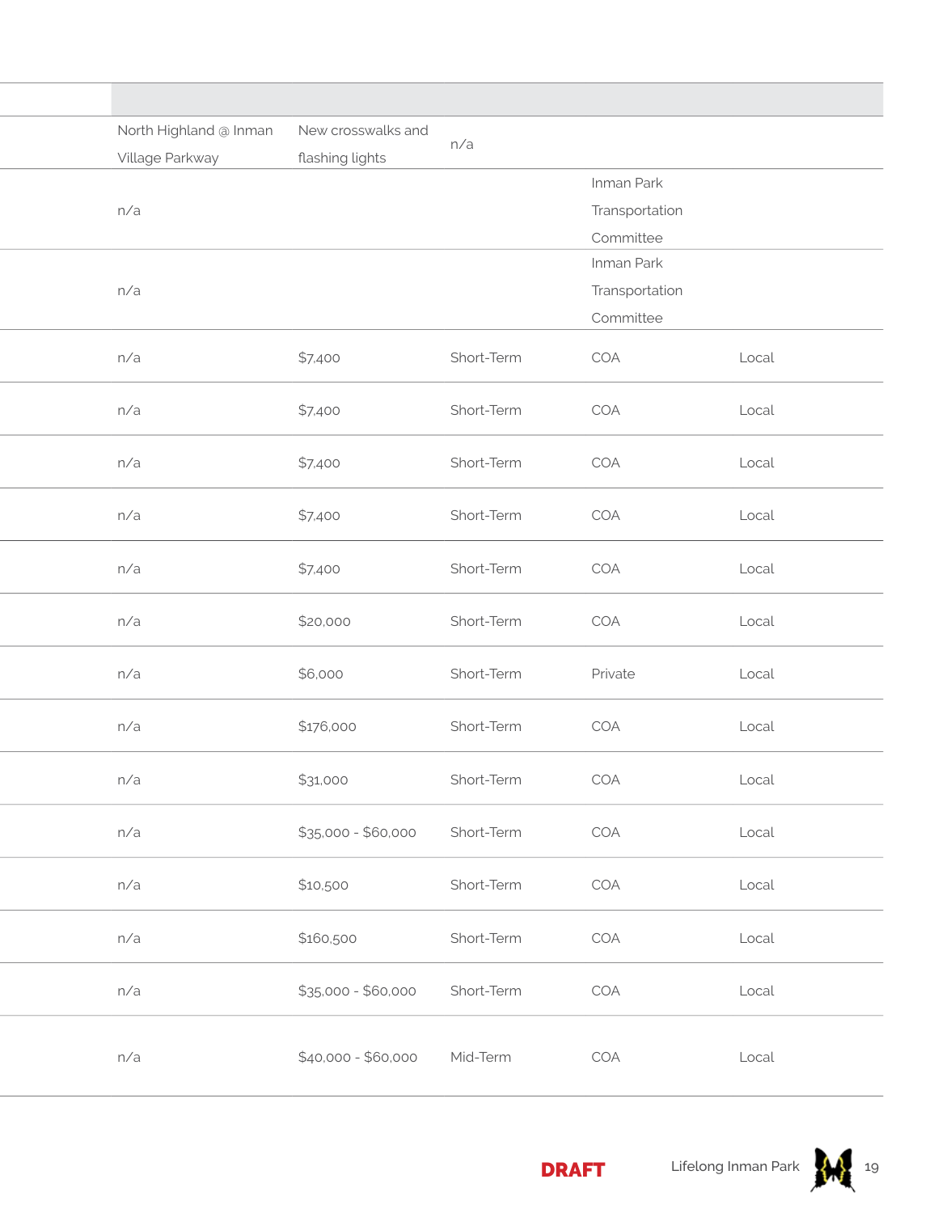| | | | | | |
|---|---|---|---|---|---|
| | North Highland @ Inman Village Parkway | New crosswalks and flashing lights | n/a | | |
| | n/a | | | Inman Park Transportation Committee | |
| | n/a | | | Inman Park Transportation Committee | |
| | n/a | $7,400 | Short-Term | COA | Local |
| | n/a | $7,400 | Short-Term | COA | Local |
| | n/a | $7,400 | Short-Term | COA | Local |
| | n/a | $7,400 | Short-Term | COA | Local |
| | n/a | $7,400 | Short-Term | COA | Local |
| | n/a | $20,000 | Short-Term | COA | Local |
| | n/a | $6,000 | Short-Term | Private | Local |
| | n/a | $176,000 | Short-Term | COA | Local |
| | n/a | $31,000 | Short-Term | COA | Local |
| | n/a | $35,000 - $60,000 | Short-Term | COA | Local |
| | n/a | $10,500 | Short-Term | COA | Local |
| | n/a | $160,500 | Short-Term | COA | Local |
| | n/a | $35,000 - $60,000 | Short-Term | COA | Local |
| | n/a | $40,000 - $60,000 | Mid-Term | COA | Local |

**DRAFT**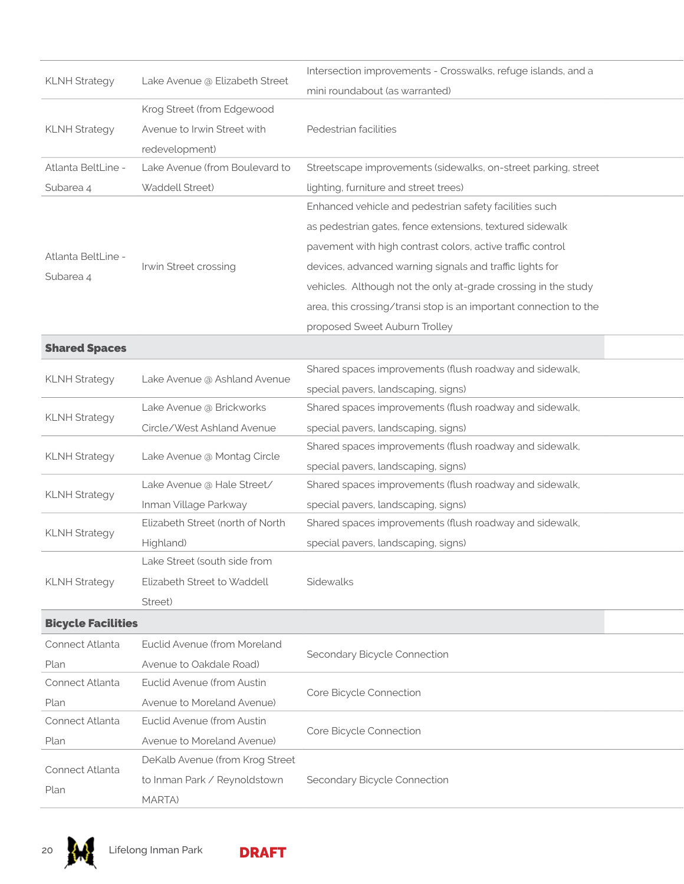| | | |
|---|---|---|
| KLNH Strategy | Lake Avenue @ Elizabeth Street | Intersection improvements - Crosswalks, refuge islands, and a mini roundabout (as warranted) |
| KLNH Strategy | Krog Street (from Edgewood Avenue to Irwin Street with redevelopment) | Pedestrian facilities |
| Atlanta BeltLine - Subarea 4 | Lake Avenue (from Boulevard to Waddell Street) | Streetscape improvements (sidewalks, on-street parking, street lighting, furniture and street trees) |
| Atlanta BeltLine - Subarea 4 | Irwin Street crossing | Enhanced vehicle and pedestrian safety facilities such as pedestrian gates, fence extensions, textured sidewalk pavement with high contrast colors, active traffic control devices, advanced warning signals and traffic lights for vehicles. Although not the only at-grade crossing in the study area, this crossing/transi stop is an important connection to the proposed Sweet Auburn Trolley |
| **Shared Spaces** | | |
| KLNH Strategy | Lake Avenue @ Ashland Avenue | Shared spaces improvements (flush roadway and sidewalk, special pavers, landscaping, signs) |
| KLNH Strategy | Lake Avenue @ Brickworks Circle/West Ashland Avenue | Shared spaces improvements (flush roadway and sidewalk, special pavers, landscaping, signs) |
| KLNH Strategy | Lake Avenue @ Montag Circle | Shared spaces improvements (flush roadway and sidewalk, special pavers, landscaping, signs) |
| KLNH Strategy | Lake Avenue @ Hale Street/ Inman Village Parkway | Shared spaces improvements (flush roadway and sidewalk, special pavers, landscaping, signs) |
| KLNH Strategy | Elizabeth Street (north of North Highland) | Shared spaces improvements (flush roadway and sidewalk, special pavers, landscaping, signs) |
| KLNH Strategy | Lake Street (south side from Elizabeth Street to Waddell Street) | Sidewalks |
| **Bicycle Facilities** | | |
| Connect Atlanta Plan | Euclid Avenue (from Moreland Avenue to Oakdale Road) | Secondary Bicycle Connection |
| Connect Atlanta Plan | Euclid Avenue (from Austin Avenue to Moreland Avenue) | Core Bicycle Connection |
| Connect Atlanta Plan | Euclid Avenue (from Austin Avenue to Moreland Avenue) | Core Bicycle Connection |
| Connect Atlanta Plan | DeKalb Avenue (from Krog Street to Inman Park / Reynoldstown MARTA) | Secondary Bicycle Connection |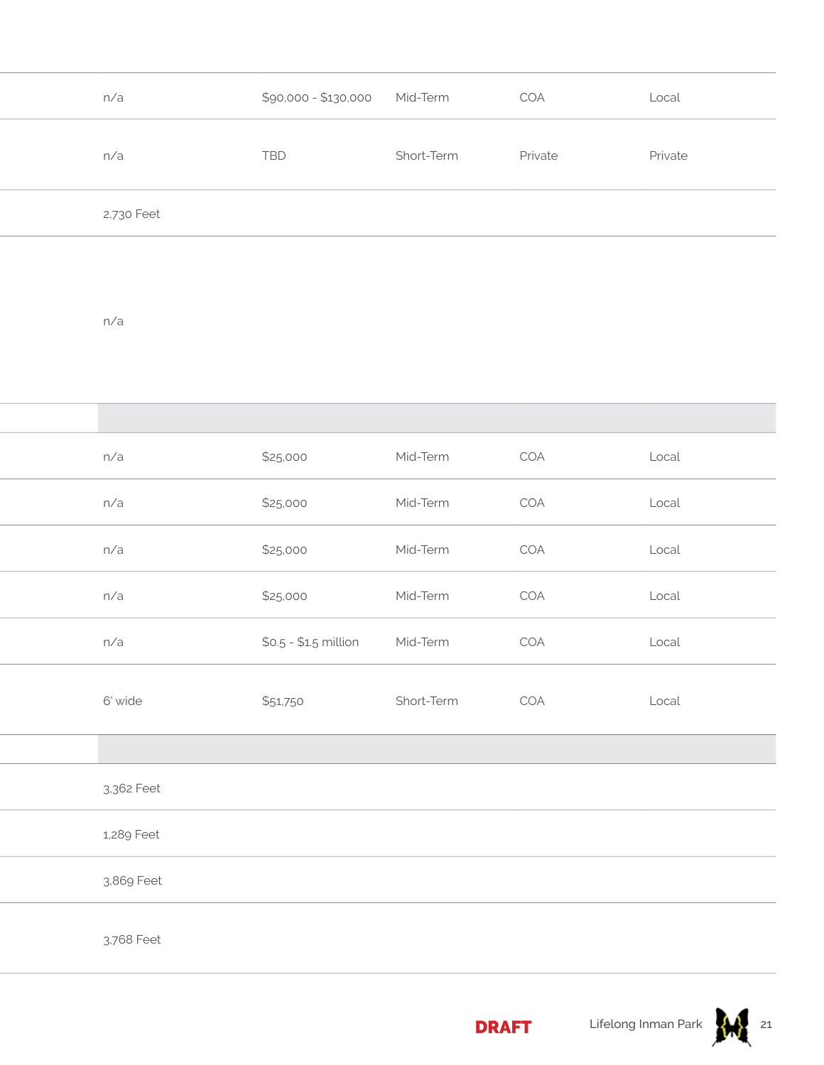| | | | | | |
|---|---|---|---|---|---|
| | n/a | $90,000 - $130,000 | Mid-Term | COA | Local |
| | n/a | TBD | Short-Term | Private | Private |
| | 2,730 Feet | | | | |
| | n/a | | | | |
| | | | | | |
| | n/a | $25,000 | Mid-Term | COA | Local |
| | n/a | $25,000 | Mid-Term | COA | Local |
| | n/a | $25,000 | Mid-Term | COA | Local |
| | n/a | $25,000 | Mid-Term | COA | Local |
| | n/a | $0.5 - $1.5 million | Mid-Term | COA | Local |
| | 6' wide | $51,750 | Short-Term | COA | Local |
| | | | | | |
| | 3,362 Feet | | | | |
| | 1,289 Feet | | | | |
| | 3,869 Feet | | | | |
| | 3,768 Feet | | | | |

DRAFT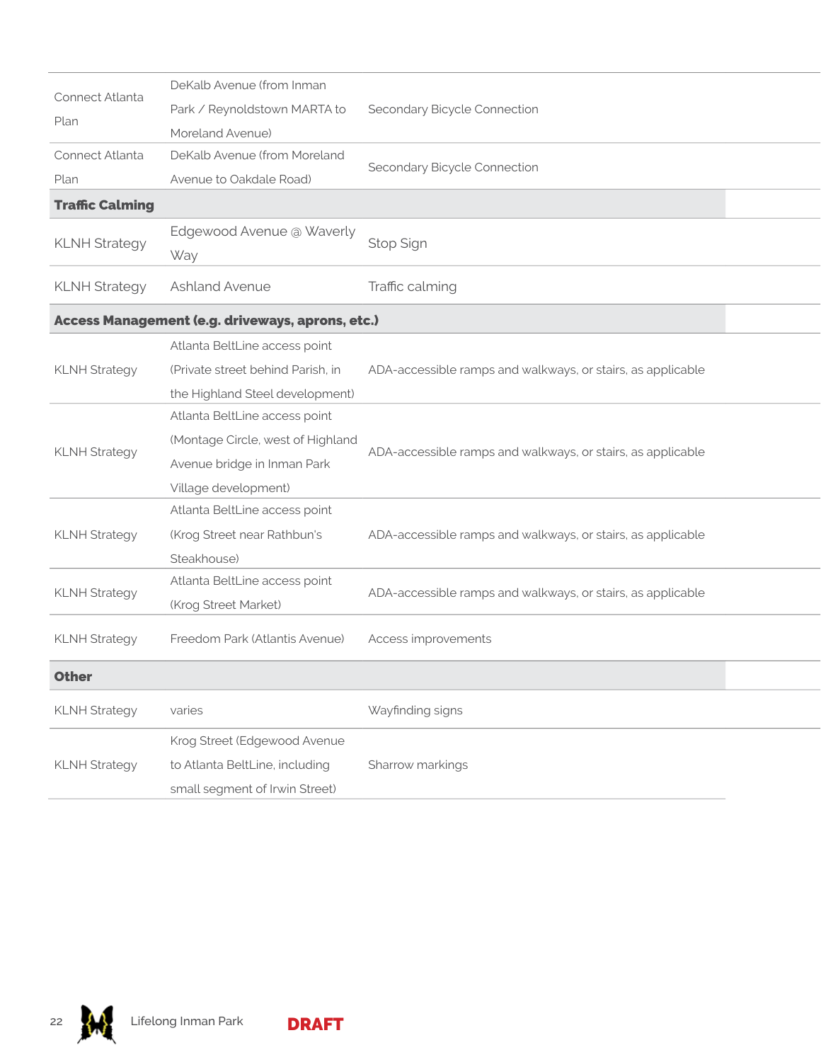| | | |
|---|---|---|
| Connect Atlanta Plan | DeKalb Avenue (from Inman Park / Reynoldstown MARTA to Moreland Avenue) | Secondary Bicycle Connection |
| Connect Atlanta Plan | DeKalb Avenue (from Moreland Avenue to Oakdale Road) | Secondary Bicycle Connection |
| **Traffic Calming** | | |
| KLNH Strategy | Edgewood Avenue @ Waverly Way | Stop Sign |
| KLNH Strategy | Ashland Avenue | Traffic calming |
| **Access Management (e.g. driveways, aprons, etc.)** | | |
| KLNH Strategy | Atlanta BeltLine access point (Private street behind Parish, in the Highland Steel development) | ADA-accessible ramps and walkways, or stairs, as applicable |
| KLNH Strategy | Atlanta BeltLine access point (Montage Circle, west of Highland Avenue bridge in Inman Park Village development) | ADA-accessible ramps and walkways, or stairs, as applicable |
| KLNH Strategy | Atlanta BeltLine access point (Krog Street near Rathbun's Steakhouse) | ADA-accessible ramps and walkways, or stairs, as applicable |
| KLNH Strategy | Atlanta BeltLine access point (Krog Street Market) | ADA-accessible ramps and walkways, or stairs, as applicable |
| KLNH Strategy | Freedom Park (Atlantis Avenue) | Access improvements |
| **Other** | | |
| KLNH Strategy | varies | Wayfinding signs |
| KLNH Strategy | Krog Street (Edgewood Avenue to Atlanta BeltLine, including small segment of Irwin Street) | Sharrow markings |

DRAFT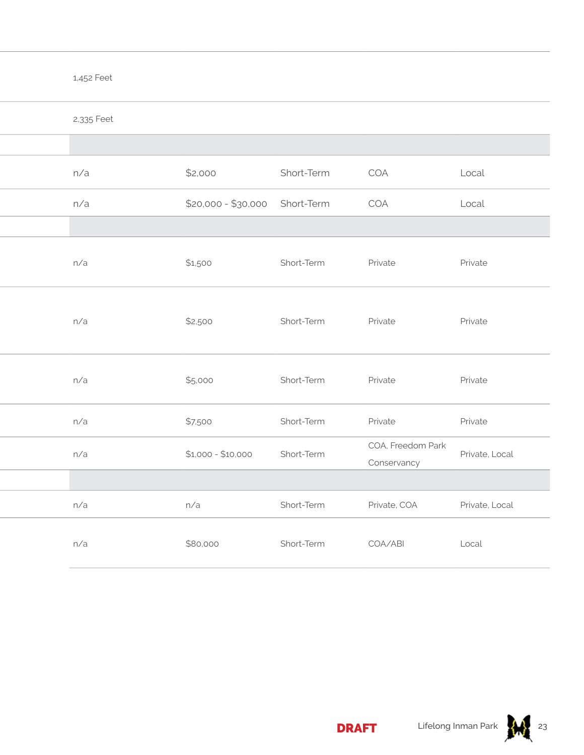| | | | | | |
|---|---|---|---|---|---|
| | 1,452 Feet | | | | |
| | 2,335 Feet | | | | |
| | | | | | |
| | n/a | $2,000 | Short-Term | COA | Local |
| | n/a | $20,000 - $30,000 | Short-Term | COA | Local |
| | | | | | |
| | n/a | $1,500 | Short-Term | Private | Private |
| | n/a | $2,500 | Short-Term | Private | Private |
| | n/a | $5,000 | Short-Term | Private | Private |
| | n/a | $7,500 | Short-Term | Private | Private |
| | n/a | $1,000 - $10,000 | Short-Term | COA, Freedom Park Conservancy | Private, Local |
| | | | | | |
| | n/a | n/a | Short-Term | Private, COA | Private, Local |
| | n/a | $80,000 | Short-Term | COA/ABI | Local |

DRAFT